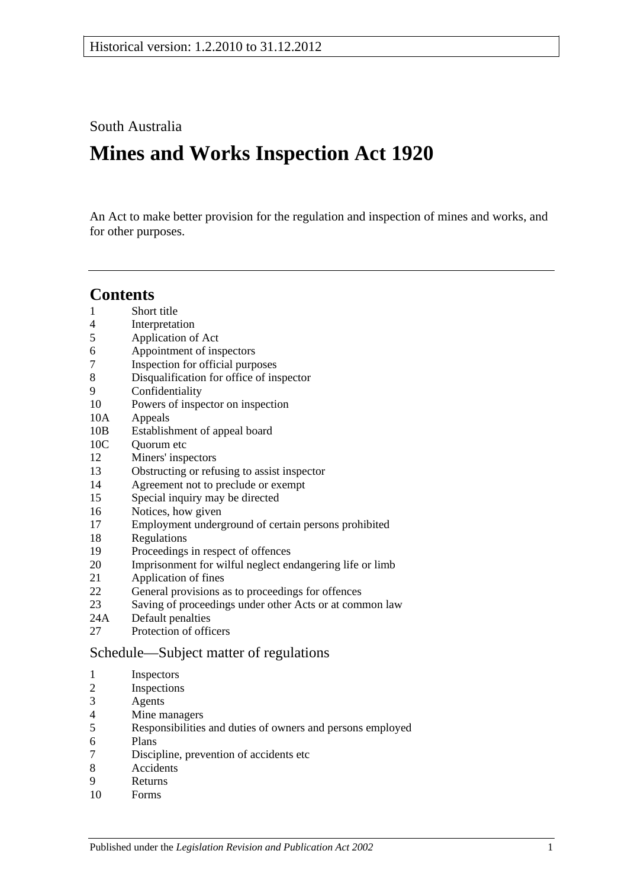Historical version: 1.2.2010 to 31.12.2012

South Australia

# Mines and Works Inspection Act 1920

An Act to make better provision for the regulation and inspection of mines and works, and for other purposes.

## Contents

1 Short title
4 Interpretation
5 Application of Act
6 Appointment of inspectors
7 Inspection for official purposes
8 Disqualification for office of inspector
9 Confidentiality
10 Powers of inspector on inspection
10A Appeals
10B Establishment of appeal board
10C Quorum etc
12 Miners' inspectors
13 Obstructing or refusing to assist inspector
14 Agreement not to preclude or exempt
15 Special inquiry may be directed
16 Notices, how given
17 Employment underground of certain persons prohibited
18 Regulations
19 Proceedings in respect of offences
20 Imprisonment for wilful neglect endangering life or limb
21 Application of fines
22 General provisions as to proceedings for offences
23 Saving of proceedings under other Acts or at common law
24A Default penalties
27 Protection of officers

### Schedule—Subject matter of regulations

1 Inspectors
2 Inspections
3 Agents
4 Mine managers
5 Responsibilities and duties of owners and persons employed
6 Plans
7 Discipline, prevention of accidents etc
8 Accidents
9 Returns
10 Forms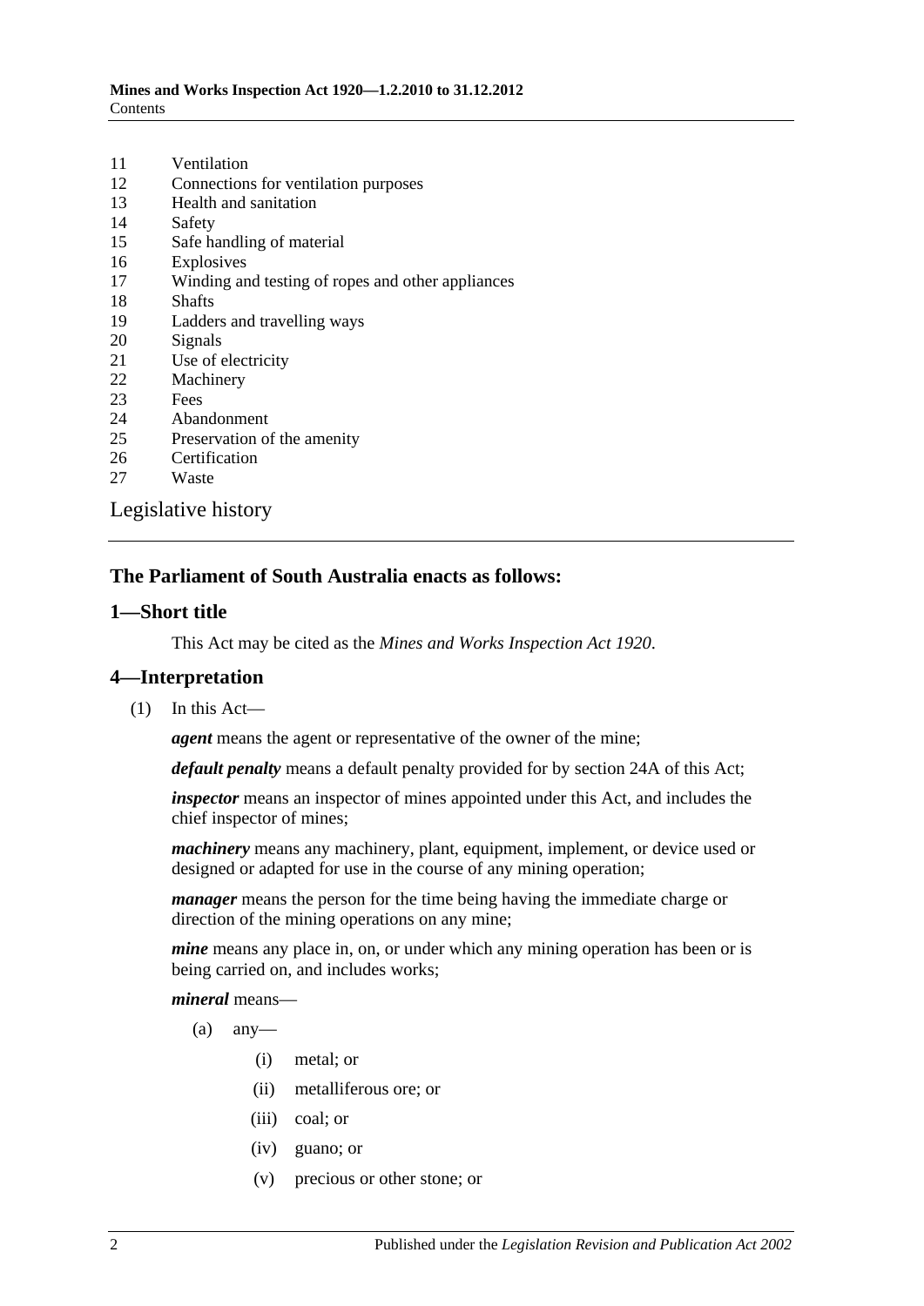11 Ventilation
12 Connections for ventilation purposes
13 Health and sanitation
14 Safety
15 Safe handling of material
16 Explosives
17 Winding and testing of ropes and other appliances
18 Shafts
19 Ladders and travelling ways
20 Signals
21 Use of electricity
22 Machinery
23 Fees
24 Abandonment
25 Preservation of the amenity
26 Certification
27 Waste

Legislative history

**The Parliament of South Australia enacts as follows:**

## 1—Short title

This Act may be cited as the *Mines and Works Inspection Act 1920*.

## 4—Interpretation

(1) In this Act—

***agent*** means the agent or representative of the owner of the mine;

***default penalty*** means a default penalty provided for by section 24A of this Act;

***inspector*** means an inspector of mines appointed under this Act, and includes the chief inspector of mines;

***machinery*** means any machinery, plant, equipment, implement, or device used or designed or adapted for use in the course of any mining operation;

***manager*** means the person for the time being having the immediate charge or direction of the mining operations on any mine;

***mine*** means any place in, on, or under which any mining operation has been or is being carried on, and includes works;

***mineral*** means—

(a) any—

(i) metal; or

(ii) metalliferous ore; or

(iii) coal; or

(iv) guano; or

(v) precious or other stone; or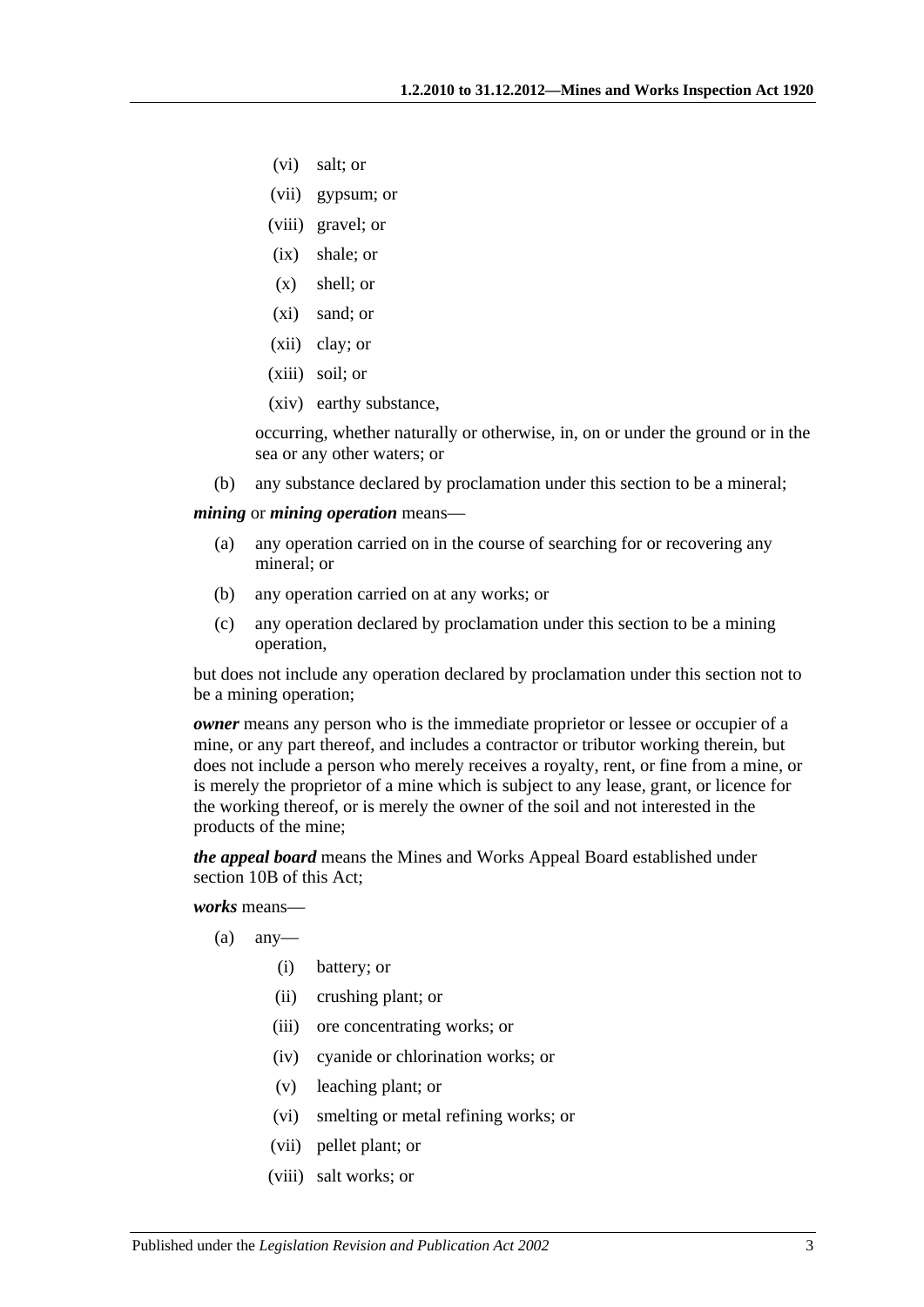(vi) salt; or

(vii) gypsum; or

(viii) gravel; or

(ix) shale; or

(x) shell; or

(xi) sand; or

(xii) clay; or

(xiii) soil; or

(xiv) earthy substance,

occurring, whether naturally or otherwise, in, on or under the ground or in the sea or any other waters; or

(b) any substance declared by proclamation under this section to be a mineral;

***mining*** or ***mining operation*** means—

(a) any operation carried on in the course of searching for or recovering any mineral; or

(b) any operation carried on at any works; or

(c) any operation declared by proclamation under this section to be a mining operation,

but does not include any operation declared by proclamation under this section not to be a mining operation;

***owner*** means any person who is the immediate proprietor or lessee or occupier of a mine, or any part thereof, and includes a contractor or tributor working therein, but does not include a person who merely receives a royalty, rent, or fine from a mine, or is merely the proprietor of a mine which is subject to any lease, grant, or licence for the working thereof, or is merely the owner of the soil and not interested in the products of the mine;

***the appeal board*** means the Mines and Works Appeal Board established under section 10B of this Act;

***works*** means—

(a) any—

(i) battery; or

(ii) crushing plant; or

(iii) ore concentrating works; or

(iv) cyanide or chlorination works; or

(v) leaching plant; or

(vi) smelting or metal refining works; or

(vii) pellet plant; or

(viii) salt works; or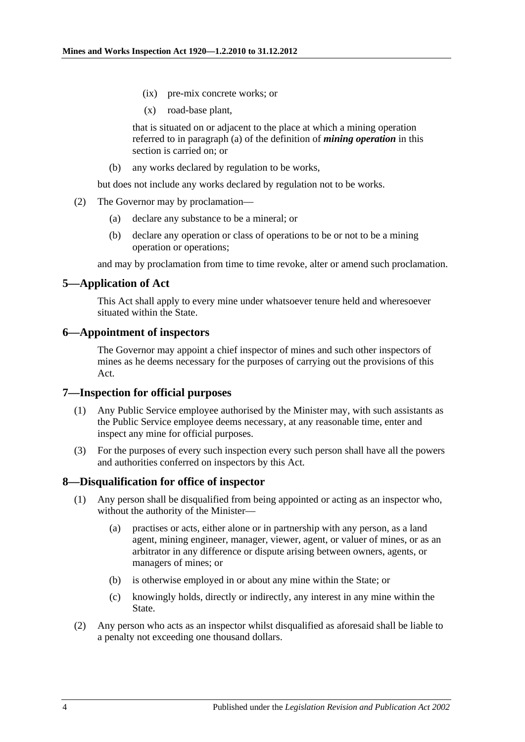(ix) pre-mix concrete works; or

(x) road-base plant,

that is situated on or adjacent to the place at which a mining operation referred to in paragraph (a) of the definition of ***mining operation*** in this section is carried on; or

(b) any works declared by regulation to be works,

but does not include any works declared by regulation not to be works.

(2) The Governor may by proclamation—

(a) declare any substance to be a mineral; or

(b) declare any operation or class of operations to be or not to be a mining operation or operations;

and may by proclamation from time to time revoke, alter or amend such proclamation.

## 5—Application of Act

This Act shall apply to every mine under whatsoever tenure held and wheresoever situated within the State.

## 6—Appointment of inspectors

The Governor may appoint a chief inspector of mines and such other inspectors of mines as he deems necessary for the purposes of carrying out the provisions of this Act.

## 7—Inspection for official purposes

(1) Any Public Service employee authorised by the Minister may, with such assistants as the Public Service employee deems necessary, at any reasonable time, enter and inspect any mine for official purposes.

(3) For the purposes of every such inspection every such person shall have all the powers and authorities conferred on inspectors by this Act.

## 8—Disqualification for office of inspector

(1) Any person shall be disqualified from being appointed or acting as an inspector who, without the authority of the Minister—

(a) practises or acts, either alone or in partnership with any person, as a land agent, mining engineer, manager, viewer, agent, or valuer of mines, or as an arbitrator in any difference or dispute arising between owners, agents, or managers of mines; or

(b) is otherwise employed in or about any mine within the State; or

(c) knowingly holds, directly or indirectly, any interest in any mine within the State.

(2) Any person who acts as an inspector whilst disqualified as aforesaid shall be liable to a penalty not exceeding one thousand dollars.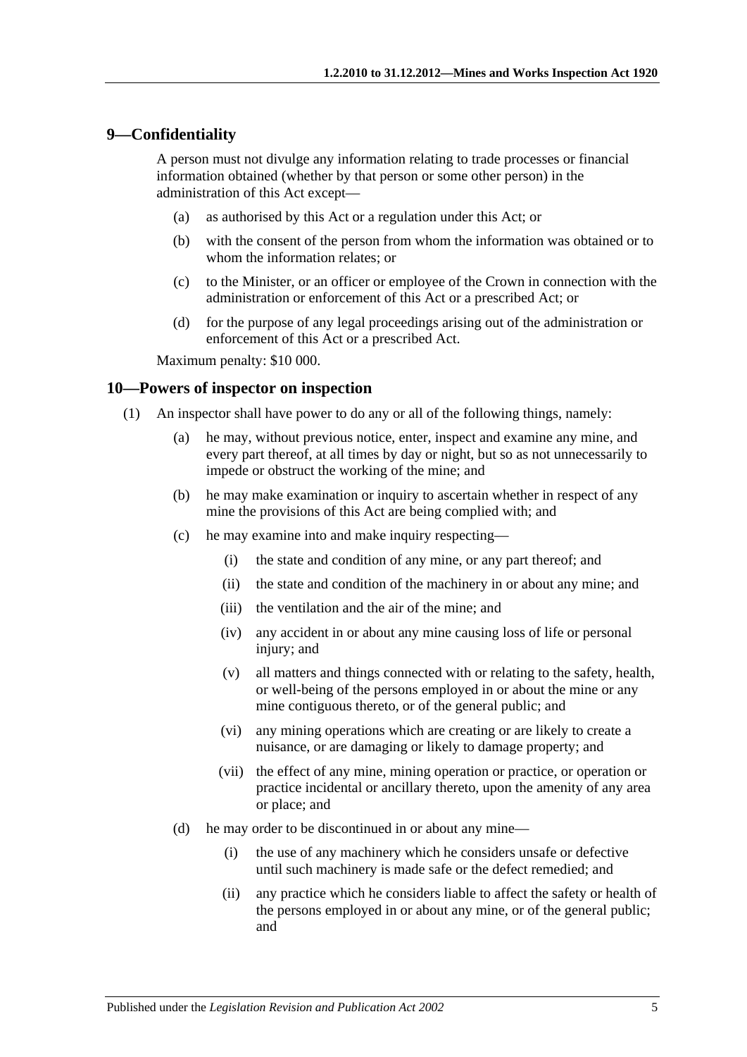## 9—Confidentiality

A person must not divulge any information relating to trade processes or financial information obtained (whether by that person or some other person) in the administration of this Act except—

- (a) as authorised by this Act or a regulation under this Act; or
- (b) with the consent of the person from whom the information was obtained or to whom the information relates; or
- (c) to the Minister, or an officer or employee of the Crown in connection with the administration or enforcement of this Act or a prescribed Act; or
- (d) for the purpose of any legal proceedings arising out of the administration or enforcement of this Act or a prescribed Act.

Maximum penalty: $10 000.

## 10—Powers of inspector on inspection

(1) An inspector shall have power to do any or all of the following things, namely:

- (a) he may, without previous notice, enter, inspect and examine any mine, and every part thereof, at all times by day or night, but so as not unnecessarily to impede or obstruct the working of the mine; and
- (b) he may make examination or inquiry to ascertain whether in respect of any mine the provisions of this Act are being complied with; and
- (c) he may examine into and make inquiry respecting—
  - (i) the state and condition of any mine, or any part thereof; and
  - (ii) the state and condition of the machinery in or about any mine; and
  - (iii) the ventilation and the air of the mine; and
  - (iv) any accident in or about any mine causing loss of life or personal injury; and
  - (v) all matters and things connected with or relating to the safety, health, or well-being of the persons employed in or about the mine or any mine contiguous thereto, or of the general public; and
  - (vi) any mining operations which are creating or are likely to create a nuisance, or are damaging or likely to damage property; and
  - (vii) the effect of any mine, mining operation or practice, or operation or practice incidental or ancillary thereto, upon the amenity of any area or place; and
- (d) he may order to be discontinued in or about any mine—
  - (i) the use of any machinery which he considers unsafe or defective until such machinery is made safe or the defect remedied; and
  - (ii) any practice which he considers liable to affect the safety or health of the persons employed in or about any mine, or of the general public; and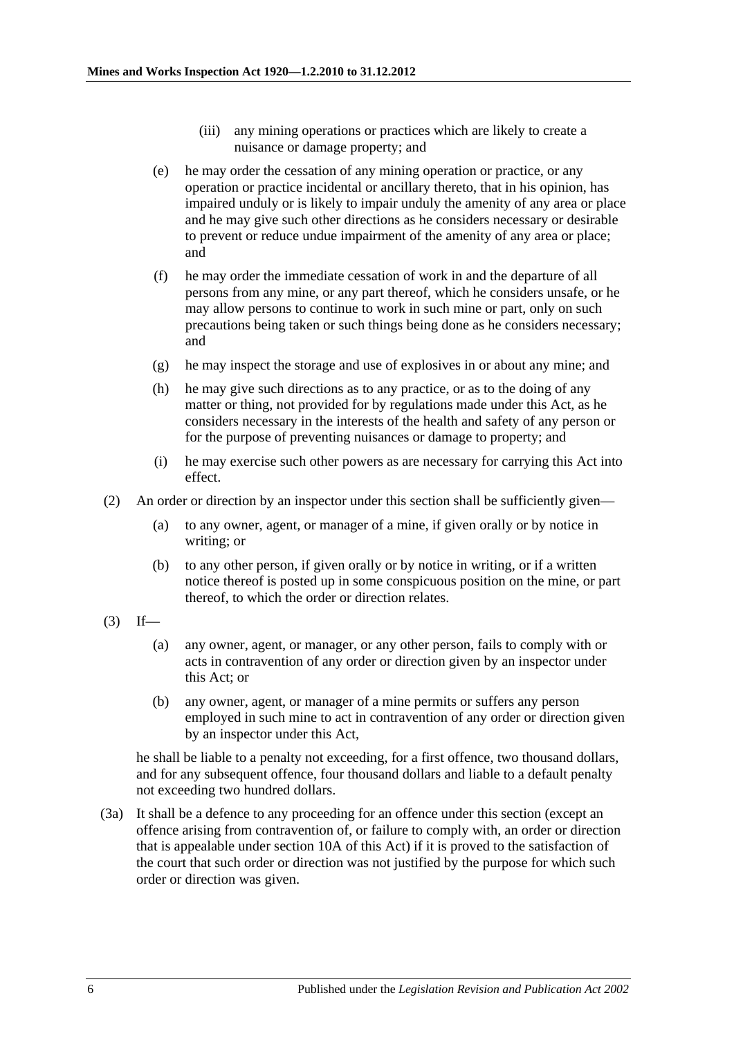(iii) any mining operations or practices which are likely to create a nuisance or damage property; and

(e) he may order the cessation of any mining operation or practice, or any operation or practice incidental or ancillary thereto, that in his opinion, has impaired unduly or is likely to impair unduly the amenity of any area or place and he may give such other directions as he considers necessary or desirable to prevent or reduce undue impairment of the amenity of any area or place; and

(f) he may order the immediate cessation of work in and the departure of all persons from any mine, or any part thereof, which he considers unsafe, or he may allow persons to continue to work in such mine or part, only on such precautions being taken or such things being done as he considers necessary; and

(g) he may inspect the storage and use of explosives in or about any mine; and

(h) he may give such directions as to any practice, or as to the doing of any matter or thing, not provided for by regulations made under this Act, as he considers necessary in the interests of the health and safety of any person or for the purpose of preventing nuisances or damage to property; and

(i) he may exercise such other powers as are necessary for carrying this Act into effect.

(2) An order or direction by an inspector under this section shall be sufficiently given—

(a) to any owner, agent, or manager of a mine, if given orally or by notice in writing; or

(b) to any other person, if given orally or by notice in writing, or if a written notice thereof is posted up in some conspicuous position on the mine, or part thereof, to which the order or direction relates.

(3) If—

(a) any owner, agent, or manager, or any other person, fails to comply with or acts in contravention of any order or direction given by an inspector under this Act; or

(b) any owner, agent, or manager of a mine permits or suffers any person employed in such mine to act in contravention of any order or direction given by an inspector under this Act,

he shall be liable to a penalty not exceeding, for a first offence, two thousand dollars, and for any subsequent offence, four thousand dollars and liable to a default penalty not exceeding two hundred dollars.

(3a) It shall be a defence to any proceeding for an offence under this section (except an offence arising from contravention of, or failure to comply with, an order or direction that is appealable under section 10A of this Act) if it is proved to the satisfaction of the court that such order or direction was not justified by the purpose for which such order or direction was given.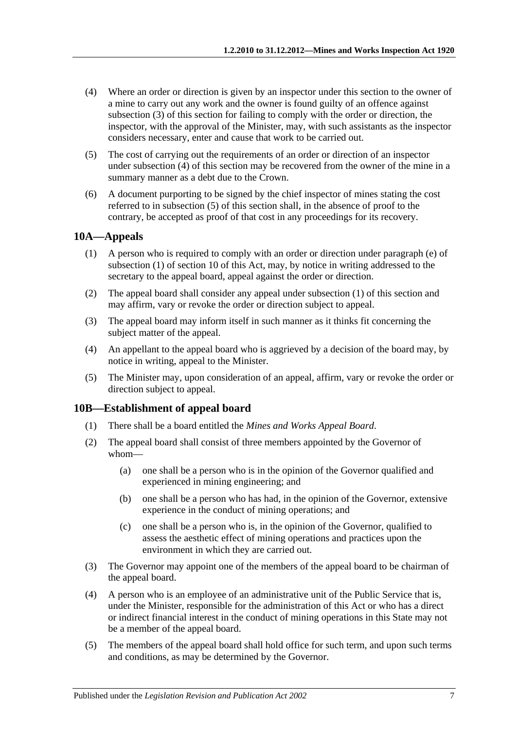(4) Where an order or direction is given by an inspector under this section to the owner of a mine to carry out any work and the owner is found guilty of an offence against subsection (3) of this section for failing to comply with the order or direction, the inspector, with the approval of the Minister, may, with such assistants as the inspector considers necessary, enter and cause that work to be carried out.

(5) The cost of carrying out the requirements of an order or direction of an inspector under subsection (4) of this section may be recovered from the owner of the mine in a summary manner as a debt due to the Crown.

(6) A document purporting to be signed by the chief inspector of mines stating the cost referred to in subsection (5) of this section shall, in the absence of proof to the contrary, be accepted as proof of that cost in any proceedings for its recovery.

## 10A—Appeals

(1) A person who is required to comply with an order or direction under paragraph (e) of subsection (1) of section 10 of this Act, may, by notice in writing addressed to the secretary to the appeal board, appeal against the order or direction.

(2) The appeal board shall consider any appeal under subsection (1) of this section and may affirm, vary or revoke the order or direction subject to appeal.

(3) The appeal board may inform itself in such manner as it thinks fit concerning the subject matter of the appeal.

(4) An appellant to the appeal board who is aggrieved by a decision of the board may, by notice in writing, appeal to the Minister.

(5) The Minister may, upon consideration of an appeal, affirm, vary or revoke the order or direction subject to appeal.

## 10B—Establishment of appeal board

(1) There shall be a board entitled the *Mines and Works Appeal Board*.

(2) The appeal board shall consist of three members appointed by the Governor of whom—

(a) one shall be a person who is in the opinion of the Governor qualified and experienced in mining engineering; and

(b) one shall be a person who has had, in the opinion of the Governor, extensive experience in the conduct of mining operations; and

(c) one shall be a person who is, in the opinion of the Governor, qualified to assess the aesthetic effect of mining operations and practices upon the environment in which they are carried out.

(3) The Governor may appoint one of the members of the appeal board to be chairman of the appeal board.

(4) A person who is an employee of an administrative unit of the Public Service that is, under the Minister, responsible for the administration of this Act or who has a direct or indirect financial interest in the conduct of mining operations in this State may not be a member of the appeal board.

(5) The members of the appeal board shall hold office for such term, and upon such terms and conditions, as may be determined by the Governor.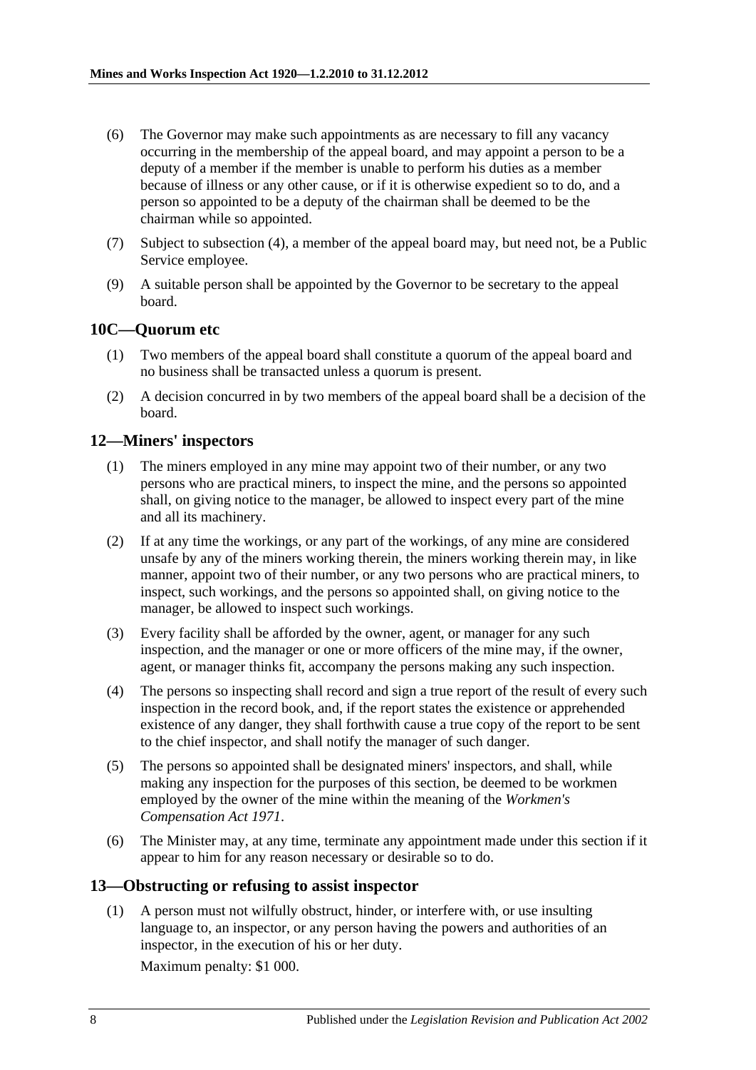(6) The Governor may make such appointments as are necessary to fill any vacancy occurring in the membership of the appeal board, and may appoint a person to be a deputy of a member if the member is unable to perform his duties as a member because of illness or any other cause, or if it is otherwise expedient so to do, and a person so appointed to be a deputy of the chairman shall be deemed to be the chairman while so appointed.

(7) Subject to subsection (4), a member of the appeal board may, but need not, be a Public Service employee.

(9) A suitable person shall be appointed by the Governor to be secretary to the appeal board.

## 10C—Quorum etc

(1) Two members of the appeal board shall constitute a quorum of the appeal board and no business shall be transacted unless a quorum is present.

(2) A decision concurred in by two members of the appeal board shall be a decision of the board.

## 12—Miners' inspectors

(1) The miners employed in any mine may appoint two of their number, or any two persons who are practical miners, to inspect the mine, and the persons so appointed shall, on giving notice to the manager, be allowed to inspect every part of the mine and all its machinery.

(2) If at any time the workings, or any part of the workings, of any mine are considered unsafe by any of the miners working therein, the miners working therein may, in like manner, appoint two of their number, or any two persons who are practical miners, to inspect, such workings, and the persons so appointed shall, on giving notice to the manager, be allowed to inspect such workings.

(3) Every facility shall be afforded by the owner, agent, or manager for any such inspection, and the manager or one or more officers of the mine may, if the owner, agent, or manager thinks fit, accompany the persons making any such inspection.

(4) The persons so inspecting shall record and sign a true report of the result of every such inspection in the record book, and, if the report states the existence or apprehended existence of any danger, they shall forthwith cause a true copy of the report to be sent to the chief inspector, and shall notify the manager of such danger.

(5) The persons so appointed shall be designated miners' inspectors, and shall, while making any inspection for the purposes of this section, be deemed to be workmen employed by the owner of the mine within the meaning of the *Workmen's Compensation Act 1971*.

(6) The Minister may, at any time, terminate any appointment made under this section if it appear to him for any reason necessary or desirable so to do.

## 13—Obstructing or refusing to assist inspector

(1) A person must not wilfully obstruct, hinder, or interfere with, or use insulting language to, an inspector, or any person having the powers and authorities of an inspector, in the execution of his or her duty.

Maximum penalty: $1 000.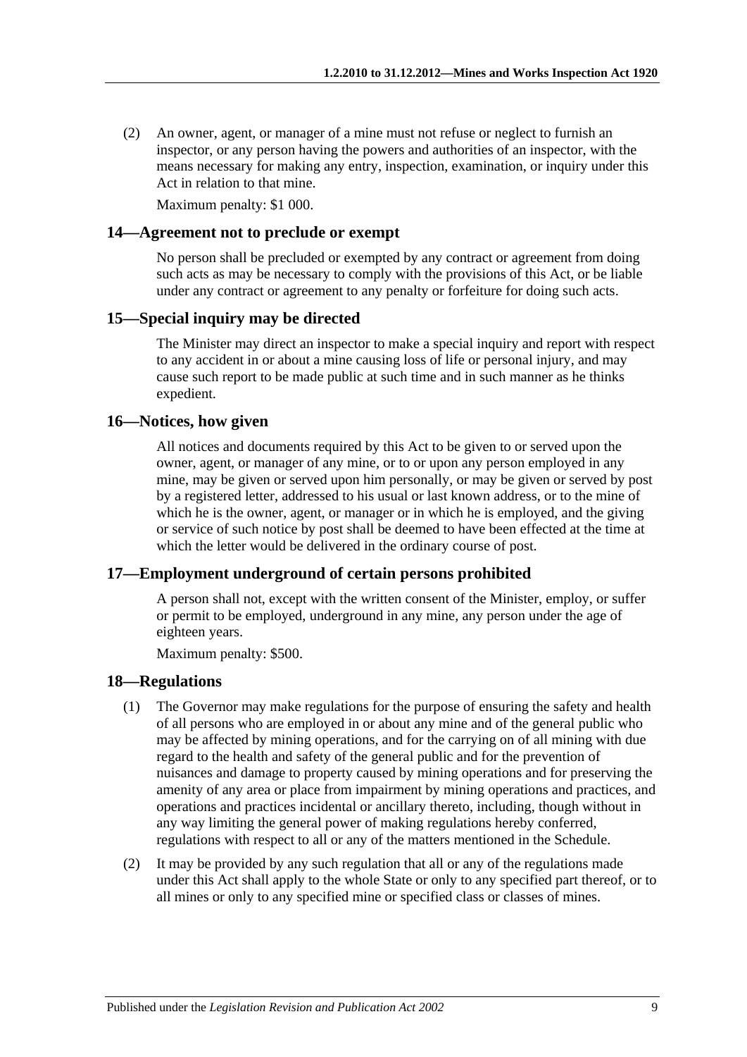(2) An owner, agent, or manager of a mine must not refuse or neglect to furnish an inspector, or any person having the powers and authorities of an inspector, with the means necessary for making any entry, inspection, examination, or inquiry under this Act in relation to that mine.

Maximum penalty: $1 000.

## 14—Agreement not to preclude or exempt

No person shall be precluded or exempted by any contract or agreement from doing such acts as may be necessary to comply with the provisions of this Act, or be liable under any contract or agreement to any penalty or forfeiture for doing such acts.

## 15—Special inquiry may be directed

The Minister may direct an inspector to make a special inquiry and report with respect to any accident in or about a mine causing loss of life or personal injury, and may cause such report to be made public at such time and in such manner as he thinks expedient.

## 16—Notices, how given

All notices and documents required by this Act to be given to or served upon the owner, agent, or manager of any mine, or to or upon any person employed in any mine, may be given or served upon him personally, or may be given or served by post by a registered letter, addressed to his usual or last known address, or to the mine of which he is the owner, agent, or manager or in which he is employed, and the giving or service of such notice by post shall be deemed to have been effected at the time at which the letter would be delivered in the ordinary course of post.

## 17—Employment underground of certain persons prohibited

A person shall not, except with the written consent of the Minister, employ, or suffer or permit to be employed, underground in any mine, any person under the age of eighteen years.

Maximum penalty: $500.

## 18—Regulations

(1) The Governor may make regulations for the purpose of ensuring the safety and health of all persons who are employed in or about any mine and of the general public who may be affected by mining operations, and for the carrying on of all mining with due regard to the health and safety of the general public and for the prevention of nuisances and damage to property caused by mining operations and for preserving the amenity of any area or place from impairment by mining operations and practices, and operations and practices incidental or ancillary thereto, including, though without in any way limiting the general power of making regulations hereby conferred, regulations with respect to all or any of the matters mentioned in the Schedule.

(2) It may be provided by any such regulation that all or any of the regulations made under this Act shall apply to the whole State or only to any specified part thereof, or to all mines or only to any specified mine or specified class or classes of mines.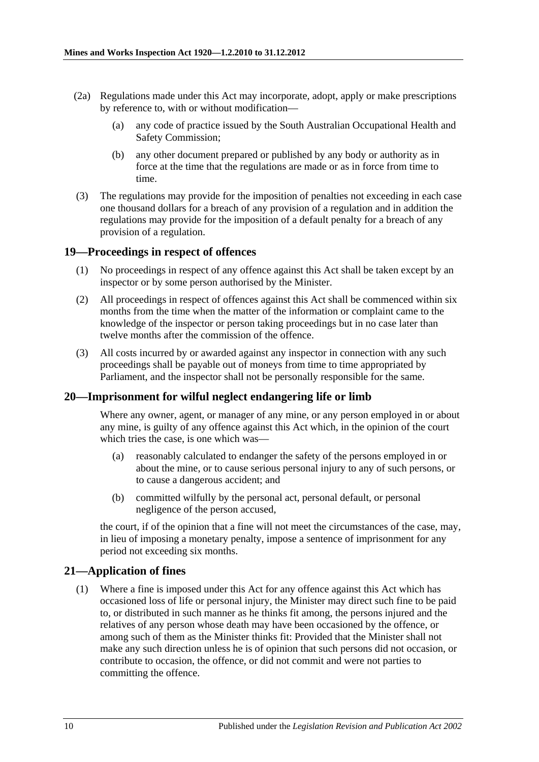(2a) Regulations made under this Act may incorporate, adopt, apply or make prescriptions by reference to, with or without modification—

(a) any code of practice issued by the South Australian Occupational Health and Safety Commission;

(b) any other document prepared or published by any body or authority as in force at the time that the regulations are made or as in force from time to time.

(3) The regulations may provide for the imposition of penalties not exceeding in each case one thousand dollars for a breach of any provision of a regulation and in addition the regulations may provide for the imposition of a default penalty for a breach of any provision of a regulation.

## 19—Proceedings in respect of offences

(1) No proceedings in respect of any offence against this Act shall be taken except by an inspector or by some person authorised by the Minister.

(2) All proceedings in respect of offences against this Act shall be commenced within six months from the time when the matter of the information or complaint came to the knowledge of the inspector or person taking proceedings but in no case later than twelve months after the commission of the offence.

(3) All costs incurred by or awarded against any inspector in connection with any such proceedings shall be payable out of moneys from time to time appropriated by Parliament, and the inspector shall not be personally responsible for the same.

## 20—Imprisonment for wilful neglect endangering life or limb

Where any owner, agent, or manager of any mine, or any person employed in or about any mine, is guilty of any offence against this Act which, in the opinion of the court which tries the case, is one which was—

(a) reasonably calculated to endanger the safety of the persons employed in or about the mine, or to cause serious personal injury to any of such persons, or to cause a dangerous accident; and

(b) committed wilfully by the personal act, personal default, or personal negligence of the person accused,

the court, if of the opinion that a fine will not meet the circumstances of the case, may, in lieu of imposing a monetary penalty, impose a sentence of imprisonment for any period not exceeding six months.

## 21—Application of fines

(1) Where a fine is imposed under this Act for any offence against this Act which has occasioned loss of life or personal injury, the Minister may direct such fine to be paid to, or distributed in such manner as he thinks fit among, the persons injured and the relatives of any person whose death may have been occasioned by the offence, or among such of them as the Minister thinks fit: Provided that the Minister shall not make any such direction unless he is of opinion that such persons did not occasion, or contribute to occasion, the offence, or did not commit and were not parties to committing the offence.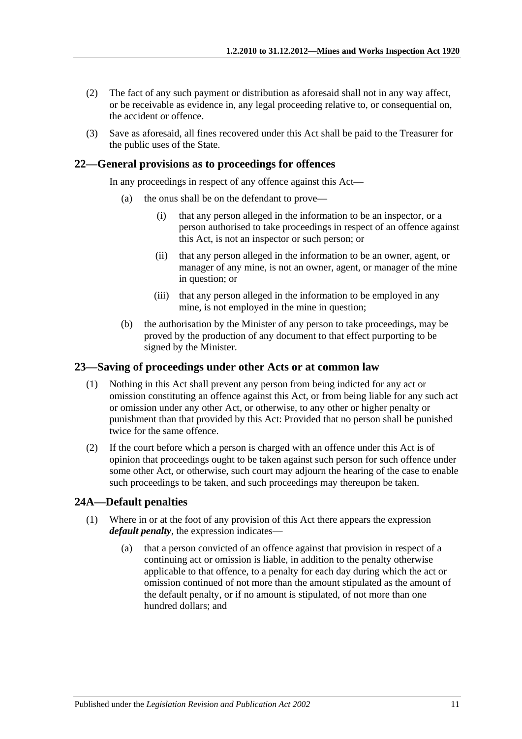(2) The fact of any such payment or distribution as aforesaid shall not in any way affect, or be receivable as evidence in, any legal proceeding relative to, or consequential on, the accident or offence.

(3) Save as aforesaid, all fines recovered under this Act shall be paid to the Treasurer for the public uses of the State.

## 22—General provisions as to proceedings for offences

In any proceedings in respect of any offence against this Act—

(a) the onus shall be on the defendant to prove—

(i) that any person alleged in the information to be an inspector, or a person authorised to take proceedings in respect of an offence against this Act, is not an inspector or such person; or

(ii) that any person alleged in the information to be an owner, agent, or manager of any mine, is not an owner, agent, or manager of the mine in question; or

(iii) that any person alleged in the information to be employed in any mine, is not employed in the mine in question;

(b) the authorisation by the Minister of any person to take proceedings, may be proved by the production of any document to that effect purporting to be signed by the Minister.

## 23—Saving of proceedings under other Acts or at common law

(1) Nothing in this Act shall prevent any person from being indicted for any act or omission constituting an offence against this Act, or from being liable for any such act or omission under any other Act, or otherwise, to any other or higher penalty or punishment than that provided by this Act: Provided that no person shall be punished twice for the same offence.

(2) If the court before which a person is charged with an offence under this Act is of opinion that proceedings ought to be taken against such person for such offence under some other Act, or otherwise, such court may adjourn the hearing of the case to enable such proceedings to be taken, and such proceedings may thereupon be taken.

## 24A—Default penalties

(1) Where in or at the foot of any provision of this Act there appears the expression ***default penalty***, the expression indicates—

(a) that a person convicted of an offence against that provision in respect of a continuing act or omission is liable, in addition to the penalty otherwise applicable to that offence, to a penalty for each day during which the act or omission continued of not more than the amount stipulated as the amount of the default penalty, or if no amount is stipulated, of not more than one hundred dollars; and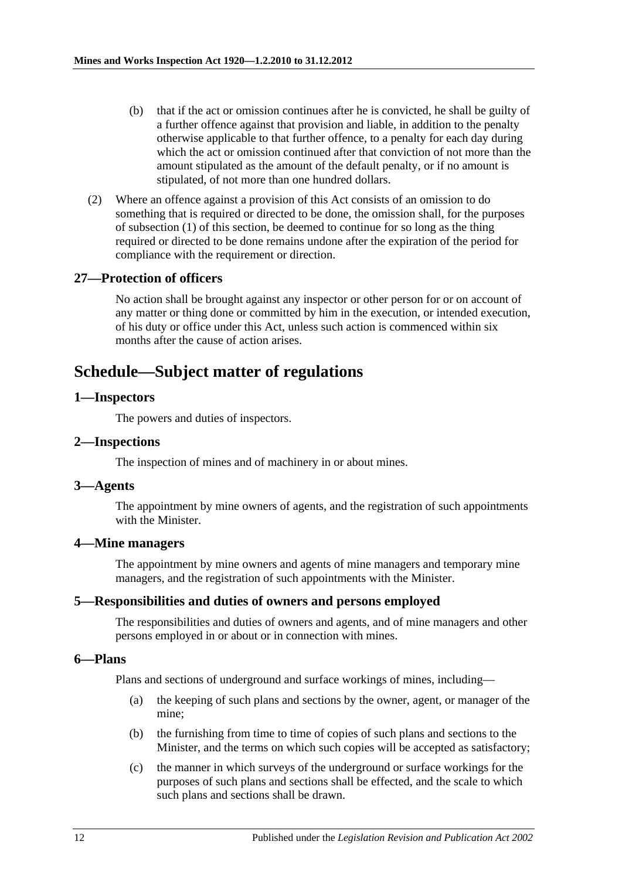(b) that if the act or omission continues after he is convicted, he shall be guilty of a further offence against that provision and liable, in addition to the penalty otherwise applicable to that further offence, to a penalty for each day during which the act or omission continued after that conviction of not more than the amount stipulated as the amount of the default penalty, or if no amount is stipulated, of not more than one hundred dollars.

(2) Where an offence against a provision of this Act consists of an omission to do something that is required or directed to be done, the omission shall, for the purposes of subsection (1) of this section, be deemed to continue for so long as the thing required or directed to be done remains undone after the expiration of the period for compliance with the requirement or direction.

### 27—Protection of officers

No action shall be brought against any inspector or other person for or on account of any matter or thing done or committed by him in the execution, or intended execution, of his duty or office under this Act, unless such action is commenced within six months after the cause of action arises.

## Schedule—Subject matter of regulations

### 1—Inspectors

The powers and duties of inspectors.

### 2—Inspections

The inspection of mines and of machinery in or about mines.

### 3—Agents

The appointment by mine owners of agents, and the registration of such appointments with the Minister.

### 4—Mine managers

The appointment by mine owners and agents of mine managers and temporary mine managers, and the registration of such appointments with the Minister.

### 5—Responsibilities and duties of owners and persons employed

The responsibilities and duties of owners and agents, and of mine managers and other persons employed in or about or in connection with mines.

### 6—Plans

Plans and sections of underground and surface workings of mines, including—

(a) the keeping of such plans and sections by the owner, agent, or manager of the mine;

(b) the furnishing from time to time of copies of such plans and sections to the Minister, and the terms on which such copies will be accepted as satisfactory;

(c) the manner in which surveys of the underground or surface workings for the purposes of such plans and sections shall be effected, and the scale to which such plans and sections shall be drawn.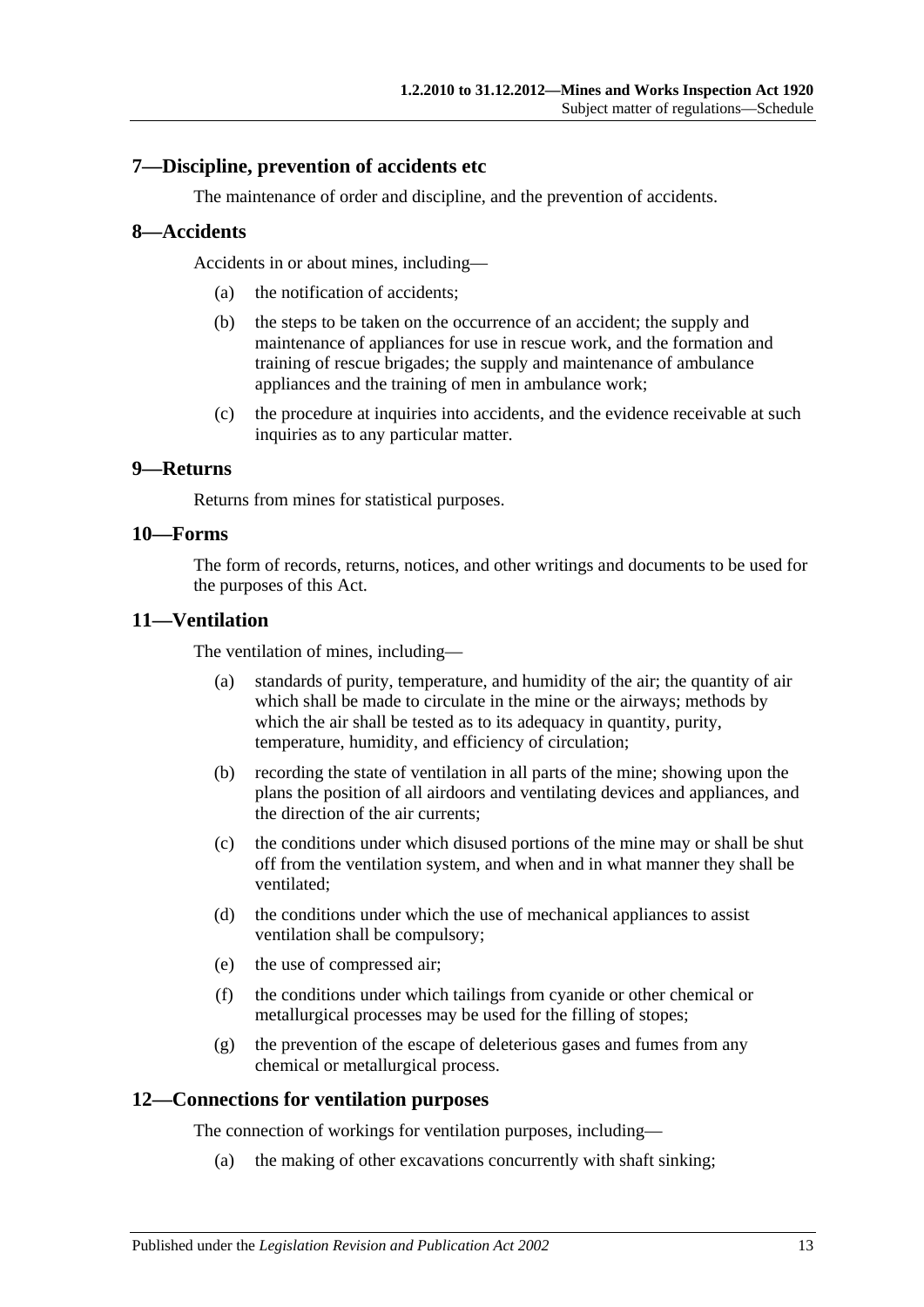## 7—Discipline, prevention of accidents etc

The maintenance of order and discipline, and the prevention of accidents.

## 8—Accidents

Accidents in or about mines, including—

(a) the notification of accidents;

(b) the steps to be taken on the occurrence of an accident; the supply and maintenance of appliances for use in rescue work, and the formation and training of rescue brigades; the supply and maintenance of ambulance appliances and the training of men in ambulance work;

(c) the procedure at inquiries into accidents, and the evidence receivable at such inquiries as to any particular matter.

## 9—Returns

Returns from mines for statistical purposes.

## 10—Forms

The form of records, returns, notices, and other writings and documents to be used for the purposes of this Act.

## 11—Ventilation

The ventilation of mines, including—

(a) standards of purity, temperature, and humidity of the air; the quantity of air which shall be made to circulate in the mine or the airways; methods by which the air shall be tested as to its adequacy in quantity, purity, temperature, humidity, and efficiency of circulation;

(b) recording the state of ventilation in all parts of the mine; showing upon the plans the position of all airdoors and ventilating devices and appliances, and the direction of the air currents;

(c) the conditions under which disused portions of the mine may or shall be shut off from the ventilation system, and when and in what manner they shall be ventilated;

(d) the conditions under which the use of mechanical appliances to assist ventilation shall be compulsory;

(e) the use of compressed air;

(f) the conditions under which tailings from cyanide or other chemical or metallurgical processes may be used for the filling of stopes;

(g) the prevention of the escape of deleterious gases and fumes from any chemical or metallurgical process.

## 12—Connections for ventilation purposes

The connection of workings for ventilation purposes, including—

(a) the making of other excavations concurrently with shaft sinking;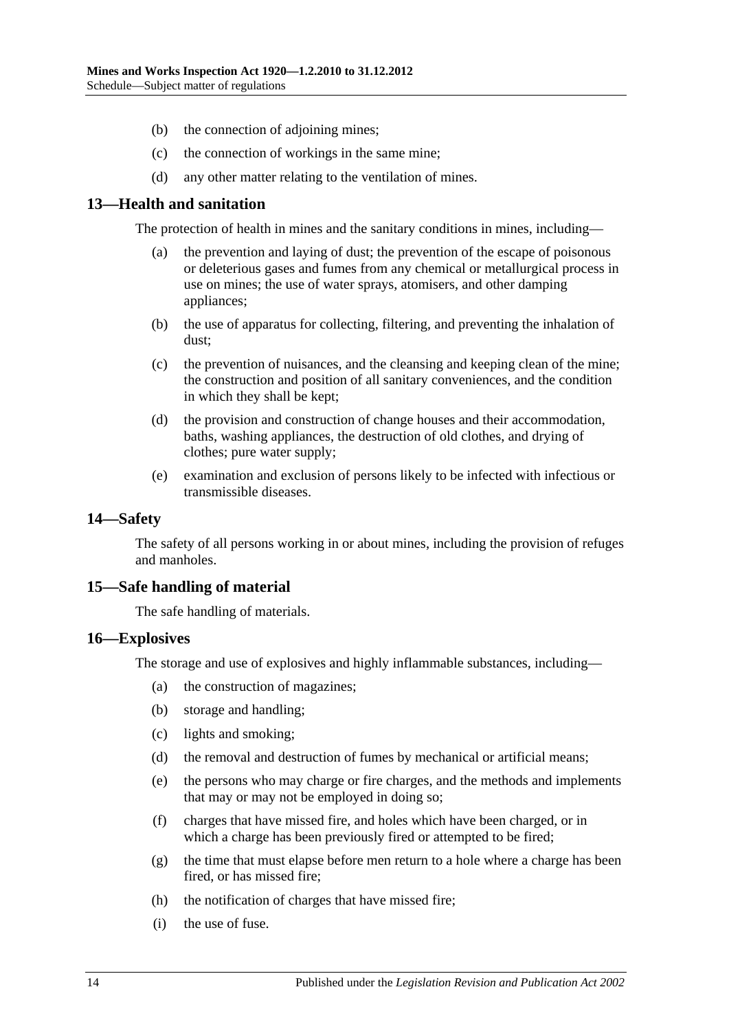(b) the connection of adjoining mines;

(c) the connection of workings in the same mine;

(d) any other matter relating to the ventilation of mines.

## 13—Health and sanitation

The protection of health in mines and the sanitary conditions in mines, including—

(a) the prevention and laying of dust; the prevention of the escape of poisonous or deleterious gases and fumes from any chemical or metallurgical process in use on mines; the use of water sprays, atomisers, and other damping appliances;

(b) the use of apparatus for collecting, filtering, and preventing the inhalation of dust;

(c) the prevention of nuisances, and the cleansing and keeping clean of the mine; the construction and position of all sanitary conveniences, and the condition in which they shall be kept;

(d) the provision and construction of change houses and their accommodation, baths, washing appliances, the destruction of old clothes, and drying of clothes; pure water supply;

(e) examination and exclusion of persons likely to be infected with infectious or transmissible diseases.

## 14—Safety

The safety of all persons working in or about mines, including the provision of refuges and manholes.

## 15—Safe handling of material

The safe handling of materials.

## 16—Explosives

The storage and use of explosives and highly inflammable substances, including—

(a) the construction of magazines;

(b) storage and handling;

(c) lights and smoking;

(d) the removal and destruction of fumes by mechanical or artificial means;

(e) the persons who may charge or fire charges, and the methods and implements that may or may not be employed in doing so;

(f) charges that have missed fire, and holes which have been charged, or in which a charge has been previously fired or attempted to be fired;

(g) the time that must elapse before men return to a hole where a charge has been fired, or has missed fire;

(h) the notification of charges that have missed fire;

(i) the use of fuse.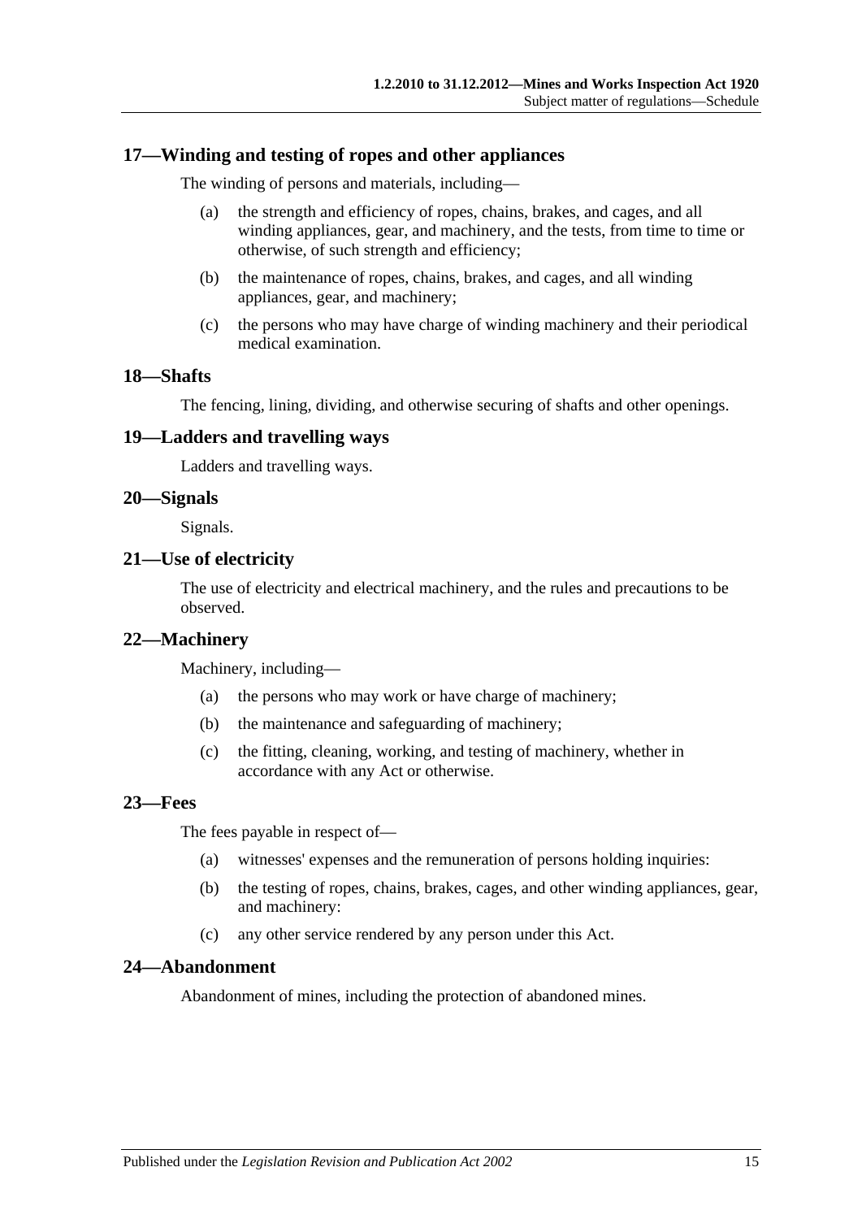## 17—Winding and testing of ropes and other appliances

The winding of persons and materials, including—

(a) the strength and efficiency of ropes, chains, brakes, and cages, and all winding appliances, gear, and machinery, and the tests, from time to time or otherwise, of such strength and efficiency;

(b) the maintenance of ropes, chains, brakes, and cages, and all winding appliances, gear, and machinery;

(c) the persons who may have charge of winding machinery and their periodical medical examination.

## 18—Shafts

The fencing, lining, dividing, and otherwise securing of shafts and other openings.

## 19—Ladders and travelling ways

Ladders and travelling ways.

## 20—Signals

Signals.

## 21—Use of electricity

The use of electricity and electrical machinery, and the rules and precautions to be observed.

## 22—Machinery

Machinery, including—

(a) the persons who may work or have charge of machinery;

(b) the maintenance and safeguarding of machinery;

(c) the fitting, cleaning, working, and testing of machinery, whether in accordance with any Act or otherwise.

## 23—Fees

The fees payable in respect of—

(a) witnesses' expenses and the remuneration of persons holding inquiries:

(b) the testing of ropes, chains, brakes, cages, and other winding appliances, gear, and machinery:

(c) any other service rendered by any person under this Act.

## 24—Abandonment

Abandonment of mines, including the protection of abandoned mines.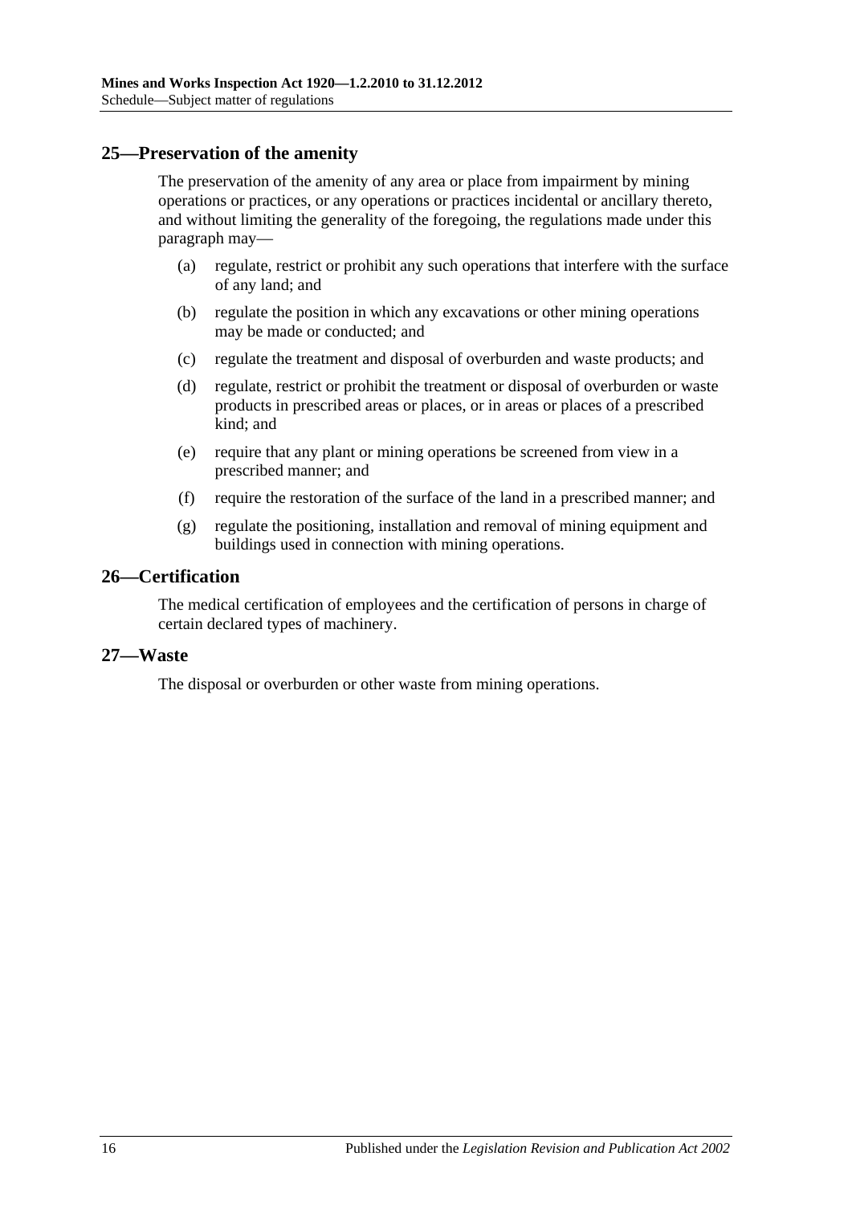## 25—Preservation of the amenity

The preservation of the amenity of any area or place from impairment by mining operations or practices, or any operations or practices incidental or ancillary thereto, and without limiting the generality of the foregoing, the regulations made under this paragraph may—

(a) regulate, restrict or prohibit any such operations that interfere with the surface of any land; and

(b) regulate the position in which any excavations or other mining operations may be made or conducted; and

(c) regulate the treatment and disposal of overburden and waste products; and

(d) regulate, restrict or prohibit the treatment or disposal of overburden or waste products in prescribed areas or places, or in areas or places of a prescribed kind; and

(e) require that any plant or mining operations be screened from view in a prescribed manner; and

(f) require the restoration of the surface of the land in a prescribed manner; and

(g) regulate the positioning, installation and removal of mining equipment and buildings used in connection with mining operations.

## 26—Certification

The medical certification of employees and the certification of persons in charge of certain declared types of machinery.

## 27—Waste

The disposal or overburden or other waste from mining operations.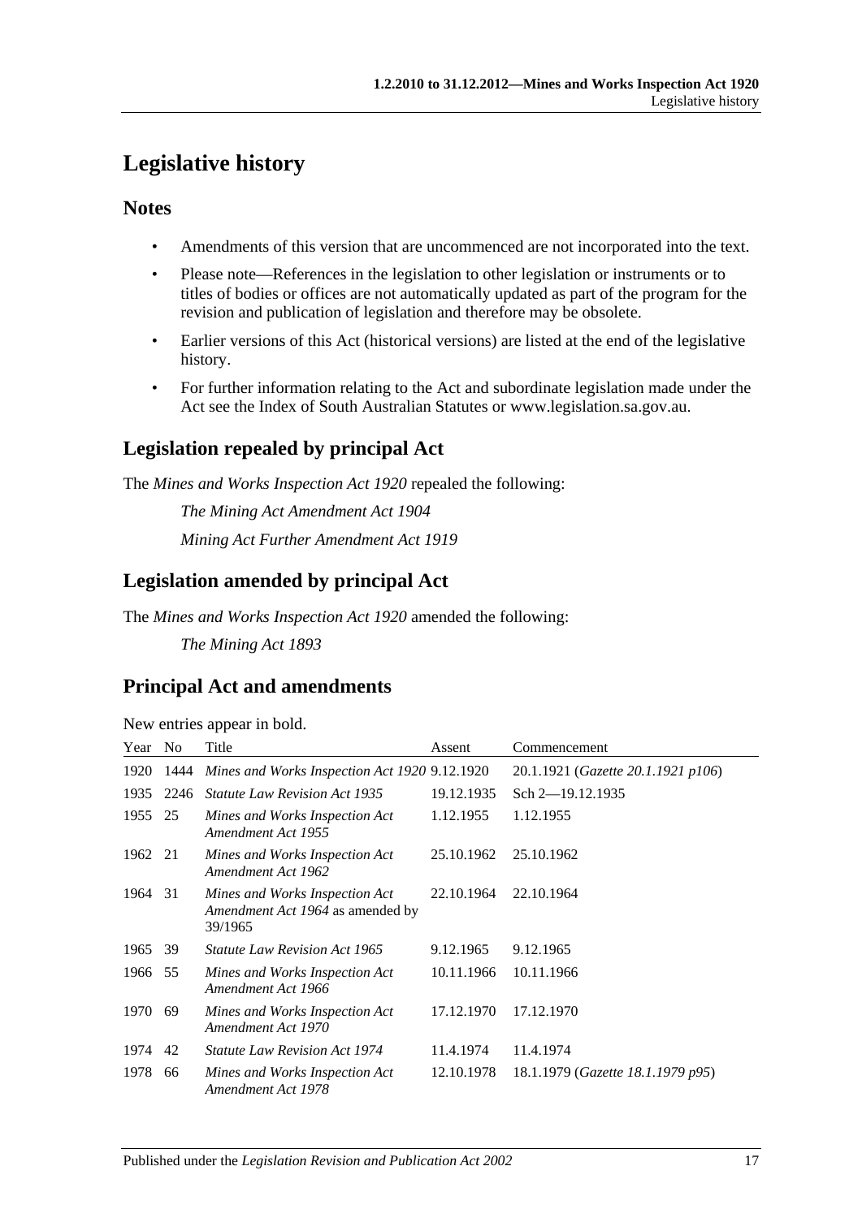# Legislative history

## Notes

- Amendments of this version that are uncommenced are not incorporated into the text.
- Please note—References in the legislation to other legislation or instruments or to titles of bodies or offices are not automatically updated as part of the program for the revision and publication of legislation and therefore may be obsolete.
- Earlier versions of this Act (historical versions) are listed at the end of the legislative history.
- For further information relating to the Act and subordinate legislation made under the Act see the Index of South Australian Statutes or www.legislation.sa.gov.au.

## Legislation repealed by principal Act

The *Mines and Works Inspection Act 1920* repealed the following:

*The Mining Act Amendment Act 1904*

*Mining Act Further Amendment Act 1919*

## Legislation amended by principal Act

The *Mines and Works Inspection Act 1920* amended the following:

*The Mining Act 1893*

## Principal Act and amendments

New entries appear in bold.

| Year | No | Title | Assent | Commencement |
|---|---|---|---|---|
| 1920 | 1444 | *Mines and Works Inspection Act 1920* | 9.12.1920 | 20.1.1921 (*Gazette 20.1.1921 p106*) |
| 1935 | 2246 | *Statute Law Revision Act 1935* | 19.12.1935 | Sch 2—19.12.1935 |
| 1955 | 25 | *Mines and Works Inspection Act Amendment Act 1955* | 1.12.1955 | 1.12.1955 |
| 1962 | 21 | *Mines and Works Inspection Act Amendment Act 1962* | 25.10.1962 | 25.10.1962 |
| 1964 | 31 | *Mines and Works Inspection Act Amendment Act 1964* as amended by 39/1965 | 22.10.1964 | 22.10.1964 |
| 1965 | 39 | *Statute Law Revision Act 1965* | 9.12.1965 | 9.12.1965 |
| 1966 | 55 | *Mines and Works Inspection Act Amendment Act 1966* | 10.11.1966 | 10.11.1966 |
| 1970 | 69 | *Mines and Works Inspection Act Amendment Act 1970* | 17.12.1970 | 17.12.1970 |
| 1974 | 42 | *Statute Law Revision Act 1974* | 11.4.1974 | 11.4.1974 |
| 1978 | 66 | *Mines and Works Inspection Act Amendment Act 1978* | 12.10.1978 | 18.1.1979 (*Gazette 18.1.1979 p95*) |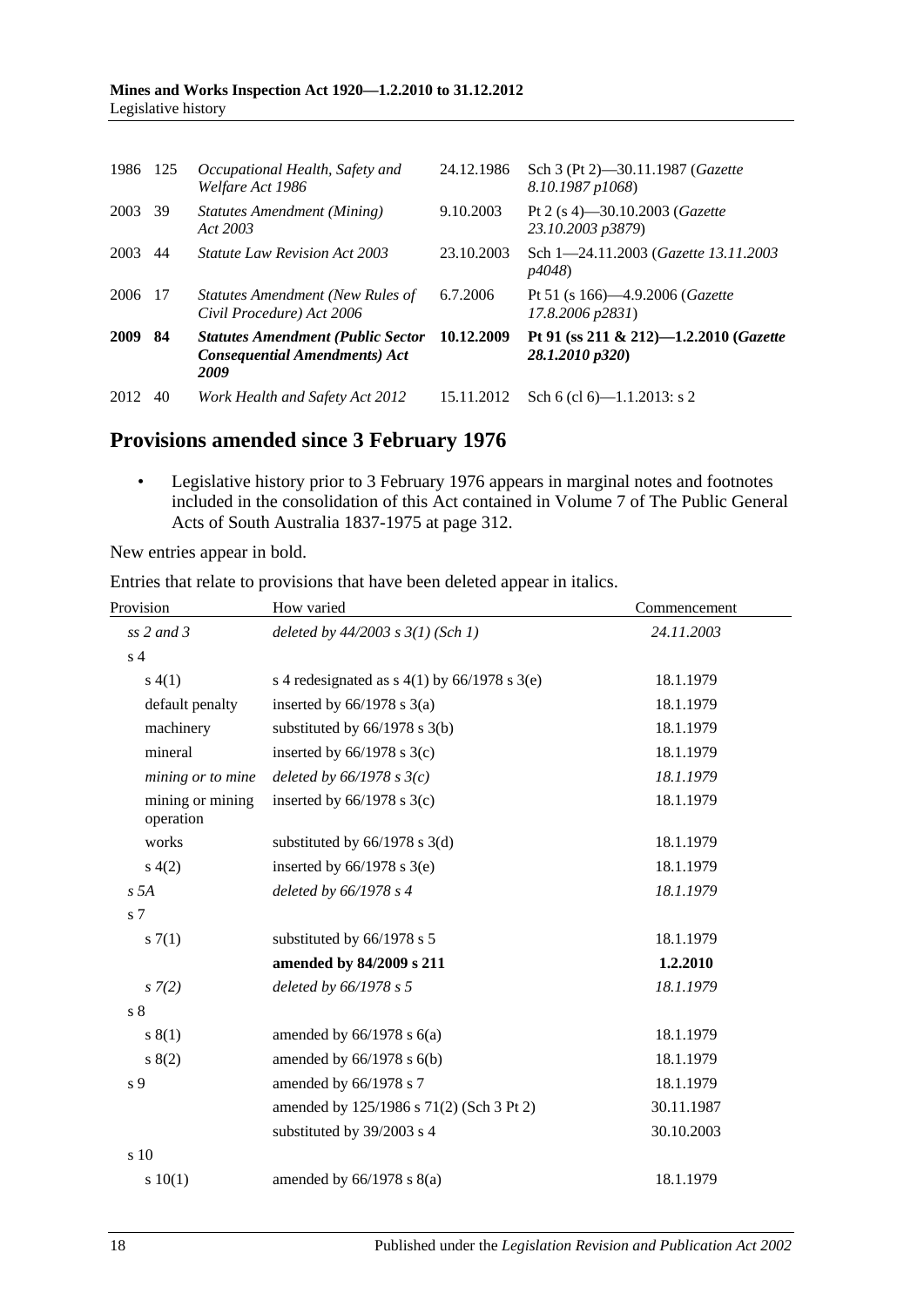| | | | | |
|---|---|---|---|---|
| 1986 | 125 | *Occupational Health, Safety and Welfare Act 1986* | 24.12.1986 | Sch 3 (Pt 2)—30.11.1987 (*Gazette 8.10.1987 p1068*) |
| 2003 | 39 | *Statutes Amendment (Mining) Act 2003* | 9.10.2003 | Pt 2 (s 4)—30.10.2003 (*Gazette 23.10.2003 p3879*) |
| 2003 | 44 | *Statute Law Revision Act 2003* | 23.10.2003 | Sch 1—24.11.2003 (*Gazette 13.11.2003 p4048*) |
| 2006 | 17 | *Statutes Amendment (New Rules of Civil Procedure) Act 2006* | 6.7.2006 | Pt 51 (s 166)—4.9.2006 (*Gazette 17.8.2006 p2831*) |
| **2009** | **84** | ***Statutes Amendment (Public Sector Consequential Amendments) Act 2009*** | **10.12.2009** | **Pt 91 (ss 211 & 212)—1.2.2010 (*Gazette 28.1.2010 p320*)** |
| 2012 | 40 | *Work Health and Safety Act 2012* | 15.11.2012 | Sch 6 (cl 6)—1.1.2013: s 2 |

## Provisions amended since 3 February 1976

- Legislative history prior to 3 February 1976 appears in marginal notes and footnotes included in the consolidation of this Act contained in Volume 7 of The Public General Acts of South Australia 1837-1975 at page 312.

New entries appear in bold.

Entries that relate to provisions that have been deleted appear in italics.

| Provision | How varied | Commencement |
|---|---|---|
| *ss 2 and 3* | *deleted by 44/2003 s 3(1) (Sch 1)* | *24.11.2003* |
| s 4 | | |
| s 4(1) | s 4 redesignated as s 4(1) by 66/1978 s 3(e) | 18.1.1979 |
| default penalty | inserted by 66/1978 s 3(a) | 18.1.1979 |
| machinery | substituted by 66/1978 s 3(b) | 18.1.1979 |
| mineral | inserted by 66/1978 s 3(c) | 18.1.1979 |
| *mining or to mine* | *deleted by 66/1978 s 3(c)* | *18.1.1979* |
| mining or mining operation | inserted by 66/1978 s 3(c) | 18.1.1979 |
| works | substituted by 66/1978 s 3(d) | 18.1.1979 |
| s 4(2) | inserted by 66/1978 s 3(e) | 18.1.1979 |
| *s 5A* | *deleted by 66/1978 s 4* | *18.1.1979* |
| s 7 | | |
| s 7(1) | substituted by 66/1978 s 5 | 18.1.1979 |
| | **amended by 84/2009 s 211** | **1.2.2010** |
| *s 7(2)* | *deleted by 66/1978 s 5* | *18.1.1979* |
| s 8 | | |
| s 8(1) | amended by 66/1978 s 6(a) | 18.1.1979 |
| s 8(2) | amended by 66/1978 s 6(b) | 18.1.1979 |
| s 9 | amended by 66/1978 s 7 | 18.1.1979 |
| | amended by 125/1986 s 71(2) (Sch 3 Pt 2) | 30.11.1987 |
| | substituted by 39/2003 s 4 | 30.10.2003 |
| s 10 | | |
| s 10(1) | amended by 66/1978 s 8(a) | 18.1.1979 |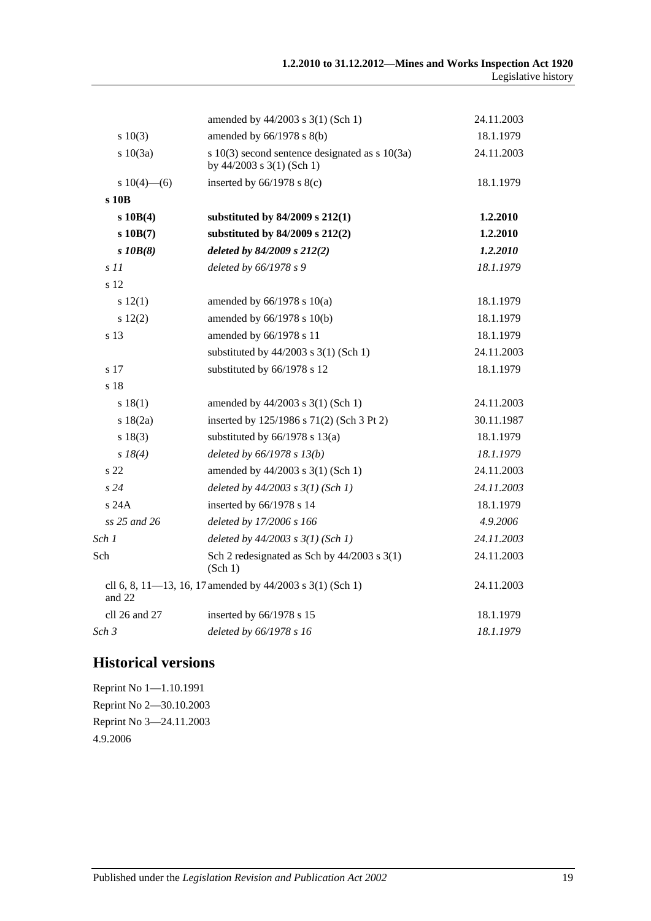| | | |
|---|---|---|
| | amended by 44/2003 s 3(1) (Sch 1) | 24.11.2003 |
| s 10(3) | amended by 66/1978 s 8(b) | 18.1.1979 |
| s 10(3a) | s 10(3) second sentence designated as s 10(3a) by 44/2003 s 3(1) (Sch 1) | 24.11.2003 |
| s 10(4)—(6) | inserted by 66/1978 s 8(c) | 18.1.1979 |
| **s 10B** | | |
| **s 10B(4)** | **substituted by 84/2009 s 212(1)** | **1.2.2010** |
| **s 10B(7)** | **substituted by 84/2009 s 212(2)** | **1.2.2010** |
| ***s 10B(8)*** | ***deleted by 84/2009 s 212(2)*** | ***1.2.2010*** |
| *s 11* | *deleted by 66/1978 s 9* | *18.1.1979* |
| s 12 | | |
| s 12(1) | amended by 66/1978 s 10(a) | 18.1.1979 |
| s 12(2) | amended by 66/1978 s 10(b) | 18.1.1979 |
| s 13 | amended by 66/1978 s 11 | 18.1.1979 |
| | substituted by 44/2003 s 3(1) (Sch 1) | 24.11.2003 |
| s 17 | substituted by 66/1978 s 12 | 18.1.1979 |
| s 18 | | |
| s 18(1) | amended by 44/2003 s 3(1) (Sch 1) | 24.11.2003 |
| s 18(2a) | inserted by 125/1986 s 71(2) (Sch 3 Pt 2) | 30.11.1987 |
| s 18(3) | substituted by 66/1978 s 13(a) | 18.1.1979 |
| *s 18(4)* | *deleted by 66/1978 s 13(b)* | *18.1.1979* |
| s 22 | amended by 44/2003 s 3(1) (Sch 1) | 24.11.2003 |
| *s 24* | *deleted by 44/2003 s 3(1) (Sch 1)* | *24.11.2003* |
| s 24A | inserted by 66/1978 s 14 | 18.1.1979 |
| *ss 25 and 26* | *deleted by 17/2006 s 166* | *4.9.2006* |
| *Sch 1* | *deleted by 44/2003 s 3(1) (Sch 1)* | *24.11.2003* |
| Sch | Sch 2 redesignated as Sch by 44/2003 s 3(1) (Sch 1) | 24.11.2003 |
| cll 6, 8, 11—13, 16, 17 and 22 | amended by 44/2003 s 3(1) (Sch 1) | 24.11.2003 |
| cll 26 and 27 | inserted by 66/1978 s 15 | 18.1.1979 |
| *Sch 3* | *deleted by 66/1978 s 16* | *18.1.1979* |

## Historical versions

Reprint No 1—1.10.1991

Reprint No 2—30.10.2003

Reprint No 3—24.11.2003

4.9.2006